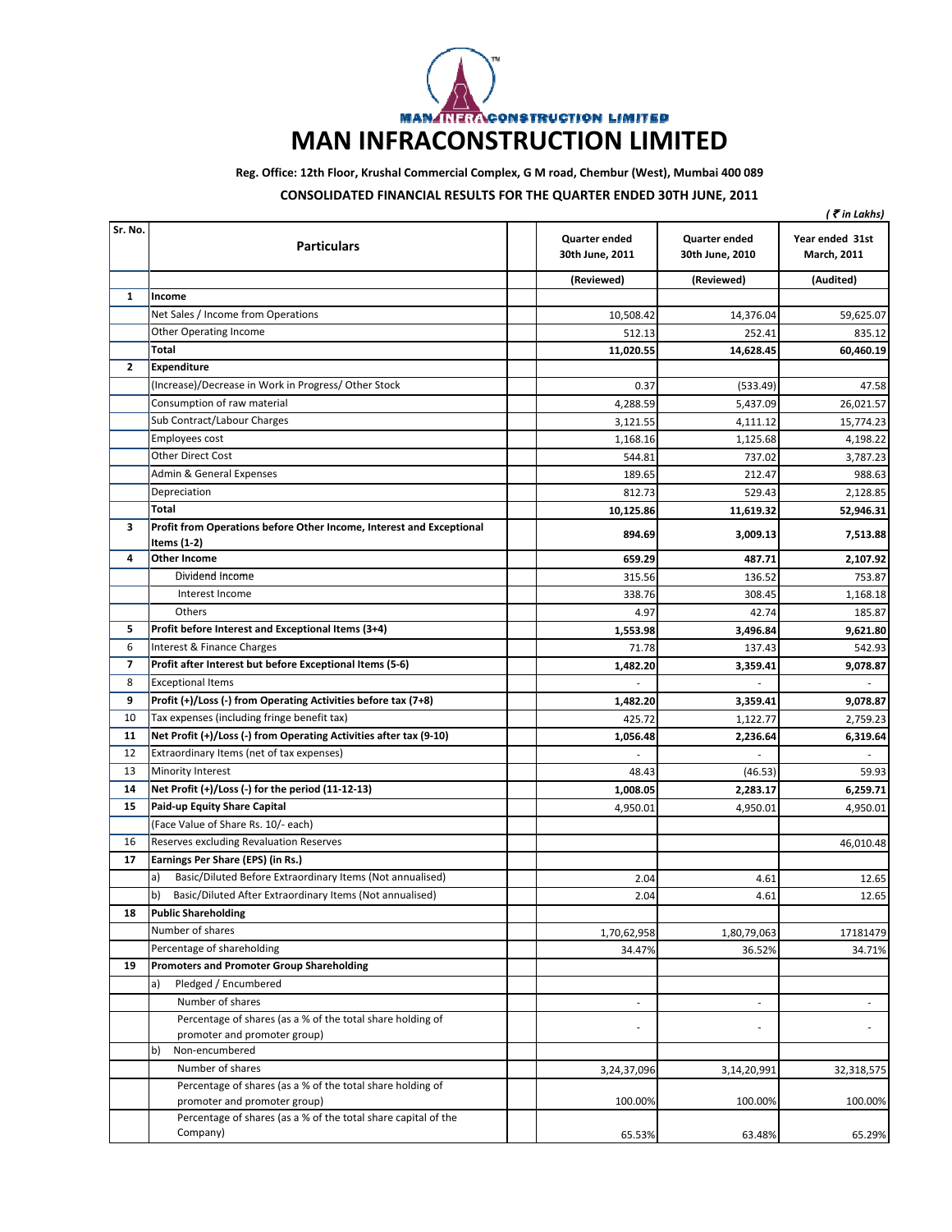# MAN INFRACONSTRUCTION LIMITED

**Reg. Office: 12th Floor, Krushal Commercial Complex, G M road, Chembur (West), Mumbai 400 089**

**CONSOLIDATED FINANCIAL RESULTS FOR THE QUARTER ENDED 30TH JUNE, 2011**

*( ₹ in Lakhs)*

| Sr. No. | Particulars | Quarter ended 30th June, 2011 | Quarter ended 30th June, 2010 | Year ended 31st March, 2011 |
|---|---|---|---|---|
| | | (Reviewed) | (Reviewed) | (Audited) |
| 1 | **Income** | | | |
| | Net Sales / Income from Operations | 10,508.42 | 14,376.04 | 59,625.07 |
| | Other Operating Income | 512.13 | 252.41 | 835.12 |
| | **Total** | **11,020.55** | **14,628.45** | **60,460.19** |
| 2 | **Expenditure** | | | |
| | (Increase)/Decrease in Work in Progress/ Other Stock | 0.37 | (533.49) | 47.58 |
| | Consumption of raw material | 4,288.59 | 5,437.09 | 26,021.57 |
| | Sub Contract/Labour Charges | 3,121.55 | 4,111.12 | 15,774.23 |
| | Employees cost | 1,168.16 | 1,125.68 | 4,198.22 |
| | Other Direct Cost | 544.81 | 737.02 | 3,787.23 |
| | Admin & General Expenses | 189.65 | 212.47 | 988.63 |
| | Depreciation | 812.73 | 529.43 | 2,128.85 |
| | **Total** | **10,125.86** | **11,619.32** | **52,946.31** |
| 3 | **Profit from Operations before Other Income, Interest and Exceptional Items (1-2)** | **894.69** | **3,009.13** | **7,513.88** |
| 4 | **Other Income** | **659.29** | **487.71** | **2,107.92** |
| | Dividend Income | 315.56 | 136.52 | 753.87 |
| | Interest Income | 338.76 | 308.45 | 1,168.18 |
| | Others | 4.97 | 42.74 | 185.87 |
| 5 | **Profit before Interest and Exceptional Items (3+4)** | **1,553.98** | **3,496.84** | **9,621.80** |
| 6 | Interest & Finance Charges | 71.78 | 137.43 | 542.93 |
| 7 | **Profit after Interest but before Exceptional Items (5-6)** | **1,482.20** | **3,359.41** | **9,078.87** |
| 8 | Exceptional Items | - | - | - |
| 9 | **Profit (+)/Loss (-) from Operating Activities before tax (7+8)** | **1,482.20** | **3,359.41** | **9,078.87** |
| 10 | Tax expenses (including fringe benefit tax) | 425.72 | 1,122.77 | 2,759.23 |
| 11 | **Net Profit (+)/Loss (-) from Operating Activities after tax (9-10)** | **1,056.48** | **2,236.64** | **6,319.64** |
| 12 | Extraordinary Items (net of tax expenses) | - | - | - |
| 13 | Minority Interest | 48.43 | (46.53) | 59.93 |
| 14 | **Net Profit (+)/Loss (-) for the period (11-12-13)** | **1,008.05** | **2,283.17** | **6,259.71** |
| 15 | **Paid-up Equity Share Capital** | 4,950.01 | 4,950.01 | 4,950.01 |
| | (Face Value of Share Rs. 10/- each) | | | |
| 16 | Reserves excluding Revaluation Reserves | | | 46,010.48 |
| 17 | **Earnings Per Share (EPS) (in Rs.)** | | | |
| | a) Basic/Diluted Before Extraordinary Items (Not annualised) | 2.04 | 4.61 | 12.65 |
| | b) Basic/Diluted After Extraordinary Items (Not annualised) | 2.04 | 4.61 | 12.65 |
| 18 | **Public Shareholding** | | | |
| | Number of shares | 1,70,62,958 | 1,80,79,063 | 17181479 |
| | Percentage of shareholding | 34.47% | 36.52% | 34.71% |
| 19 | **Promoters and Promoter Group Shareholding** | | | |
| | a) Pledged / Encumbered | | | |
| | Number of shares | - | - | - |
| | Percentage of shares (as a % of the total share holding of promoter and promoter group) | - | - | - |
| | b) Non-encumbered | | | |
| | Number of shares | 3,24,37,096 | 3,14,20,991 | 32,318,575 |
| | Percentage of shares (as a % of the total share holding of promoter and promoter group) | 100.00% | 100.00% | 100.00% |
| | Percentage of shares (as a % of the total share capital of the Company) | 65.53% | 63.48% | 65.29% |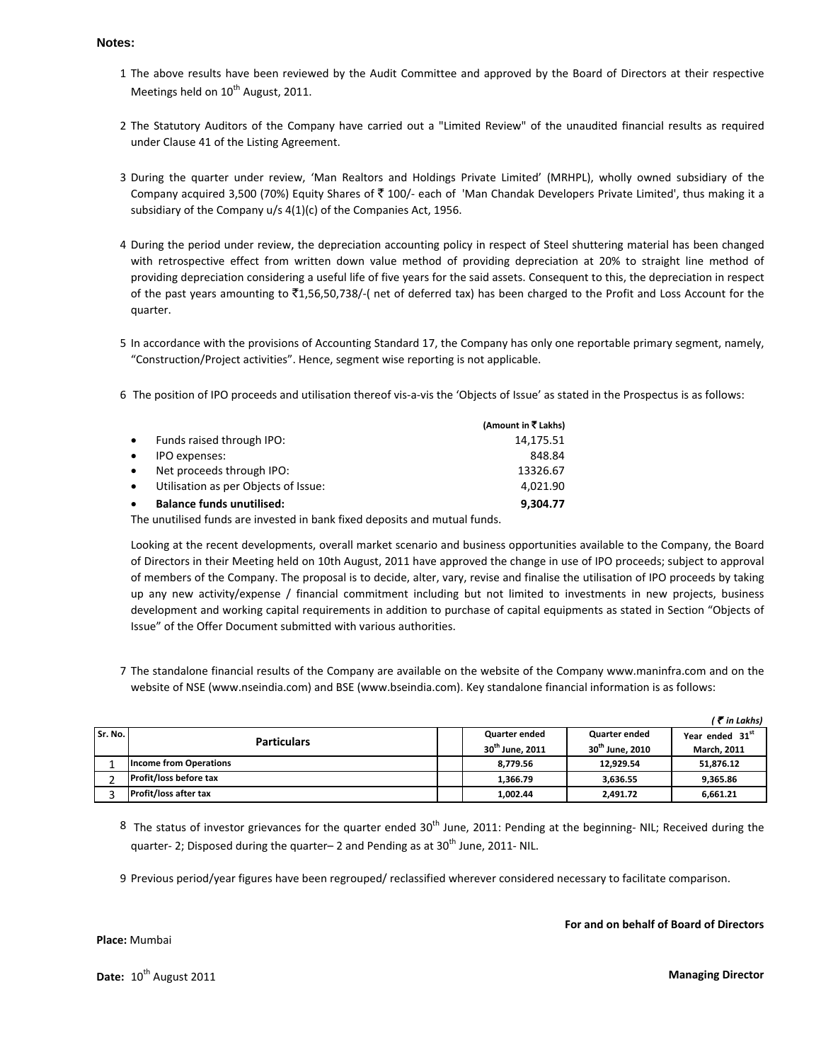**Notes:**

1 The above results have been reviewed by the Audit Committee and approved by the Board of Directors at their respective Meetings held on 10th August, 2011.

2 The Statutory Auditors of the Company have carried out a "Limited Review" of the unaudited financial results as required under Clause 41 of the Listing Agreement.

3 During the quarter under review, 'Man Realtors and Holdings Private Limited' (MRHPL), wholly owned subsidiary of the Company acquired 3,500 (70%) Equity Shares of ₹ 100/- each of 'Man Chandak Developers Private Limited', thus making it a subsidiary of the Company u/s 4(1)(c) of the Companies Act, 1956.

4 During the period under review, the depreciation accounting policy in respect of Steel shuttering material has been changed with retrospective effect from written down value method of providing depreciation at 20% to straight line method of providing depreciation considering a useful life of five years for the said assets. Consequent to this, the depreciation in respect of the past years amounting to ₹1,56,50,738/-( net of deferred tax) has been charged to the Profit and Loss Account for the quarter.

5 In accordance with the provisions of Accounting Standard 17, the Company has only one reportable primary segment, namely, "Construction/Project activities". Hence, segment wise reporting is not applicable.

6 The position of IPO proceeds and utilisation thereof vis-a-vis the 'Objects of Issue' as stated in the Prospectus is as follows:

| | (Amount in ₹ Lakhs) |
|---|---|
| • Funds raised through IPO: | 14,175.51 |
| • IPO expenses: | 848.84 |
| • Net proceeds through IPO: | 13326.67 |
| • Utilisation as per Objects of Issue: | 4,021.90 |
| • **Balance funds unutilised:** | **9,304.77** |

The unutilised funds are invested in bank fixed deposits and mutual funds.

Looking at the recent developments, overall market scenario and business opportunities available to the Company, the Board of Directors in their Meeting held on 10th August, 2011 have approved the change in use of IPO proceeds; subject to approval of members of the Company. The proposal is to decide, alter, vary, revise and finalise the utilisation of IPO proceeds by taking up any new activity/expense / financial commitment including but not limited to investments in new projects, business development and working capital requirements in addition to purchase of capital equipments as stated in Section "Objects of Issue" of the Offer Document submitted with various authorities.

7 The standalone financial results of the Company are available on the website of the Company www.maninfra.com and on the website of NSE (www.nseindia.com) and BSE (www.bseindia.com). Key standalone financial information is as follows:

*( ₹ in Lakhs)*

| Sr. No. | Particulars | | Quarter ended 30th June, 2011 | Quarter ended 30th June, 2010 | Year ended 31st March, 2011 |
|---|---|---|---|---|---|
| 1 | **Income from Operations** | | **8,779.56** | **12,929.54** | **51,876.12** |
| 2 | **Profit/loss before tax** | | **1,366.79** | **3,636.55** | **9,365.86** |
| 3 | **Profit/loss after tax** | | **1,002.44** | **2,491.72** | **6,661.21** |

8 The status of investor grievances for the quarter ended 30th June, 2011: Pending at the beginning- NIL; Received during the quarter- 2; Disposed during the quarter– 2 and Pending as at 30th June, 2011- NIL.

9 Previous period/year figures have been regrouped/ reclassified wherever considered necessary to facilitate comparison.

**For and on behalf of Board of Directors**

**Place:** Mumbai

**Date:** 10th August 2011

**Managing Director**